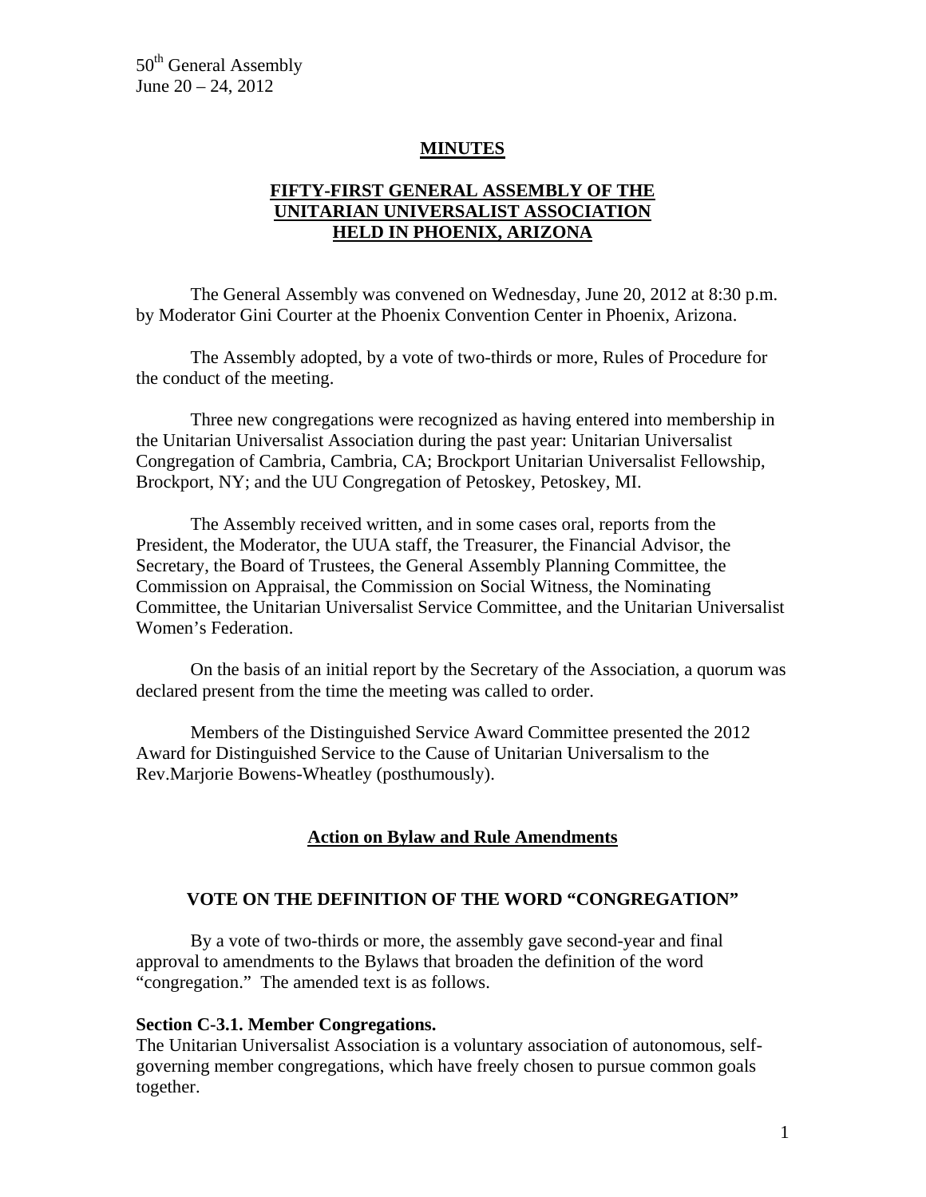50th General Assembly
June 20 – 24, 2012

# MINUTES

## FIFTY-FIRST GENERAL ASSEMBLY OF THE UNITARIAN UNIVERSALIST ASSOCIATION HELD IN PHOENIX, ARIZONA

The General Assembly was convened on Wednesday, June 20, 2012 at 8:30 p.m. by Moderator Gini Courter at the Phoenix Convention Center in Phoenix, Arizona.

The Assembly adopted, by a vote of two-thirds or more, Rules of Procedure for the conduct of the meeting.

Three new congregations were recognized as having entered into membership in the Unitarian Universalist Association during the past year: Unitarian Universalist Congregation of Cambria, Cambria, CA; Brockport Unitarian Universalist Fellowship, Brockport, NY; and the UU Congregation of Petoskey, Petoskey, MI.

The Assembly received written, and in some cases oral, reports from the President, the Moderator, the UUA staff, the Treasurer, the Financial Advisor, the Secretary, the Board of Trustees, the General Assembly Planning Committee, the Commission on Appraisal, the Commission on Social Witness, the Nominating Committee, the Unitarian Universalist Service Committee, and the Unitarian Universalist Women's Federation.

On the basis of an initial report by the Secretary of the Association, a quorum was declared present from the time the meeting was called to order.

Members of the Distinguished Service Award Committee presented the 2012 Award for Distinguished Service to the Cause of Unitarian Universalism to the Rev.Marjorie Bowens-Wheatley (posthumously).

## Action on Bylaw and Rule Amendments

### VOTE ON THE DEFINITION OF THE WORD "CONGREGATION"

By a vote of two-thirds or more, the assembly gave second-year and final approval to amendments to the Bylaws that broaden the definition of the word "congregation." The amended text is as follows.

**Section C-3.1. Member Congregations.**
The Unitarian Universalist Association is a voluntary association of autonomous, self-governing member congregations, which have freely chosen to pursue common goals together.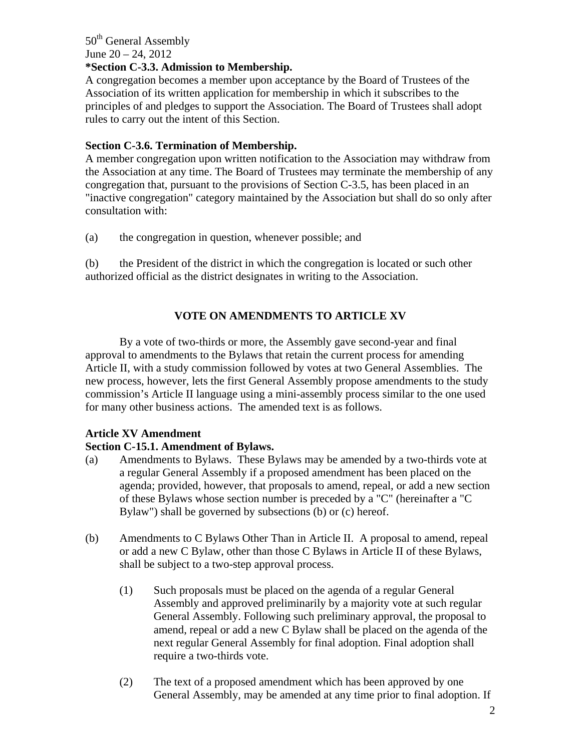**\*Section C-3.3. Admission to Membership.**

A congregation becomes a member upon acceptance by the Board of Trustees of the Association of its written application for membership in which it subscribes to the principles of and pledges to support the Association. The Board of Trustees shall adopt rules to carry out the intent of this Section.

**Section C-3.6. Termination of Membership.**

A member congregation upon written notification to the Association may withdraw from the Association at any time. The Board of Trustees may terminate the membership of any congregation that, pursuant to the provisions of Section C-3.5, has been placed in an "inactive congregation" category maintained by the Association but shall do so only after consultation with:

(a) the congregation in question, whenever possible; and

(b) the President of the district in which the congregation is located or such other authorized official as the district designates in writing to the Association.

## VOTE ON AMENDMENTS TO ARTICLE XV

By a vote of two-thirds or more, the Assembly gave second-year and final approval to amendments to the Bylaws that retain the current process for amending Article II, with a study commission followed by votes at two General Assemblies. The new process, however, lets the first General Assembly propose amendments to the study commission's Article II language using a mini-assembly process similar to the one used for many other business actions. The amended text is as follows.

**Article XV Amendment**

**Section C-15.1. Amendment of Bylaws.**

(a) Amendments to Bylaws. These Bylaws may be amended by a two-thirds vote at a regular General Assembly if a proposed amendment has been placed on the agenda; provided, however, that proposals to amend, repeal, or add a new section of these Bylaws whose section number is preceded by a "C" (hereinafter a "C Bylaw") shall be governed by subsections (b) or (c) hereof.

(b) Amendments to C Bylaws Other Than in Article II. A proposal to amend, repeal or add a new C Bylaw, other than those C Bylaws in Article II of these Bylaws, shall be subject to a two-step approval process.

(1) Such proposals must be placed on the agenda of a regular General Assembly and approved preliminarily by a majority vote at such regular General Assembly. Following such preliminary approval, the proposal to amend, repeal or add a new C Bylaw shall be placed on the agenda of the next regular General Assembly for final adoption. Final adoption shall require a two-thirds vote.

(2) The text of a proposed amendment which has been approved by one General Assembly, may be amended at any time prior to final adoption. If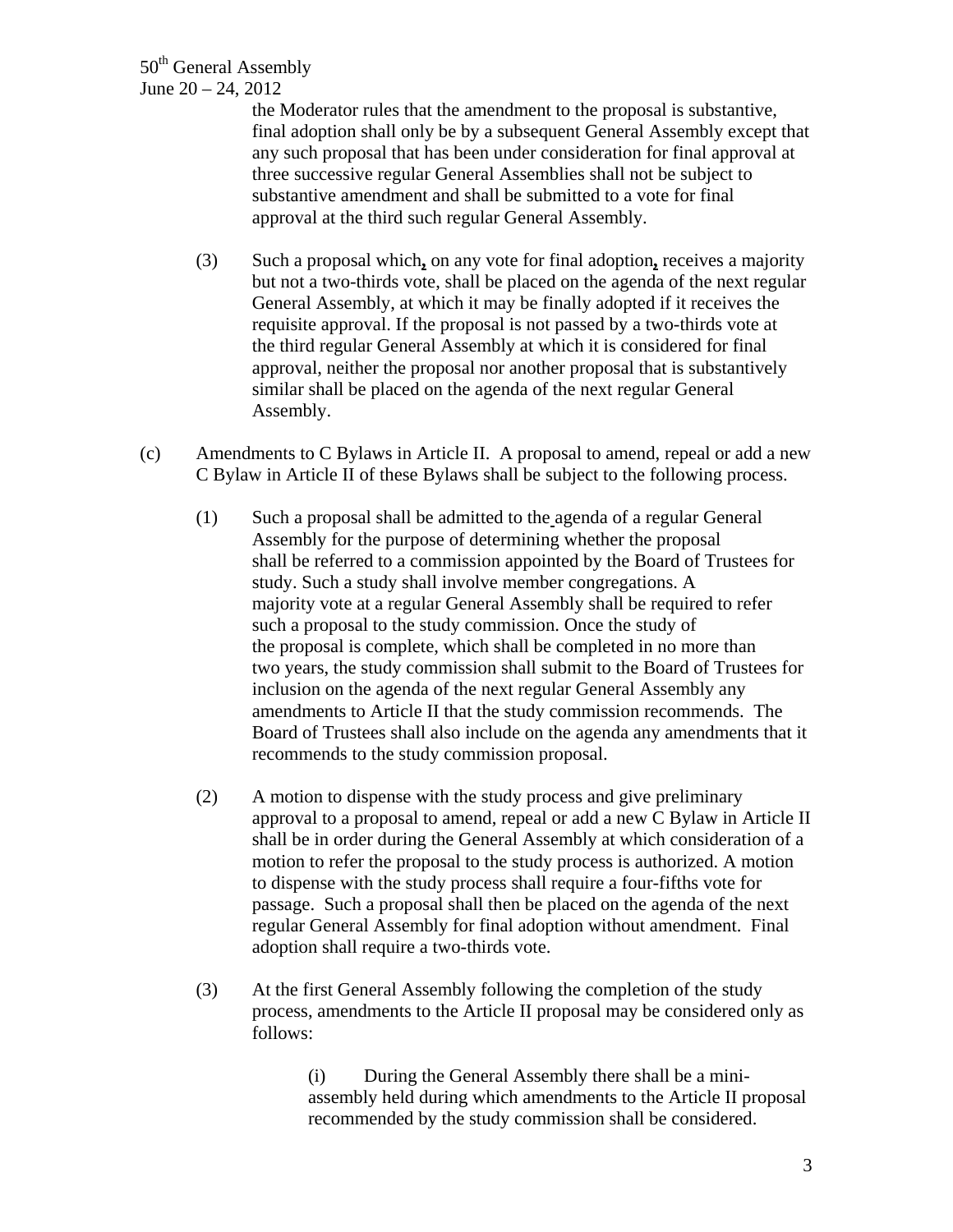the Moderator rules that the amendment to the proposal is substantive, final adoption shall only be by a subsequent General Assembly except that any such proposal that has been under consideration for final approval at three successive regular General Assemblies shall not be subject to substantive amendment and shall be submitted to a vote for final approval at the third such regular General Assembly.

(3) Such a proposal which, on any vote for final adoption, receives a majority but not a two-thirds vote, shall be placed on the agenda of the next regular General Assembly, at which it may be finally adopted if it receives the requisite approval. If the proposal is not passed by a two-thirds vote at the third regular General Assembly at which it is considered for final approval, neither the proposal nor another proposal that is substantively similar shall be placed on the agenda of the next regular General Assembly.

(c) Amendments to C Bylaws in Article II. A proposal to amend, repeal or add a new C Bylaw in Article II of these Bylaws shall be subject to the following process.

(1) Such a proposal shall be admitted to the agenda of a regular General Assembly for the purpose of determining whether the proposal shall be referred to a commission appointed by the Board of Trustees for study. Such a study shall involve member congregations. A majority vote at a regular General Assembly shall be required to refer such a proposal to the study commission. Once the study of the proposal is complete, which shall be completed in no more than two years, the study commission shall submit to the Board of Trustees for inclusion on the agenda of the next regular General Assembly any amendments to Article II that the study commission recommends. The Board of Trustees shall also include on the agenda any amendments that it recommends to the study commission proposal.

(2) A motion to dispense with the study process and give preliminary approval to a proposal to amend, repeal or add a new C Bylaw in Article II shall be in order during the General Assembly at which consideration of a motion to refer the proposal to the study process is authorized. A motion to dispense with the study process shall require a four-fifths vote for passage. Such a proposal shall then be placed on the agenda of the next regular General Assembly for final adoption without amendment. Final adoption shall require a two-thirds vote.

(3) At the first General Assembly following the completion of the study process, amendments to the Article II proposal may be considered only as follows:

(i) During the General Assembly there shall be a mini-assembly held during which amendments to the Article II proposal recommended by the study commission shall be considered.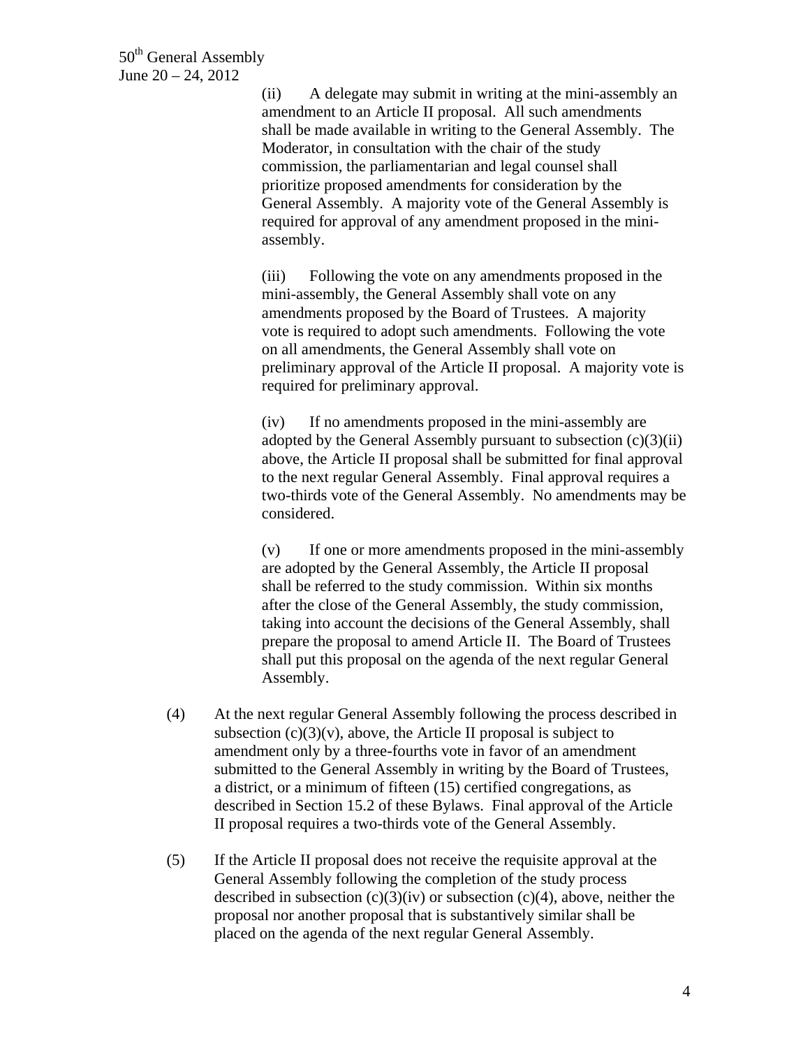(ii) A delegate may submit in writing at the mini-assembly an amendment to an Article II proposal. All such amendments shall be made available in writing to the General Assembly. The Moderator, in consultation with the chair of the study commission, the parliamentarian and legal counsel shall prioritize proposed amendments for consideration by the General Assembly. A majority vote of the General Assembly is required for approval of any amendment proposed in the mini-assembly.

(iii) Following the vote on any amendments proposed in the mini-assembly, the General Assembly shall vote on any amendments proposed by the Board of Trustees. A majority vote is required to adopt such amendments. Following the vote on all amendments, the General Assembly shall vote on preliminary approval of the Article II proposal. A majority vote is required for preliminary approval.

(iv) If no amendments proposed in the mini-assembly are adopted by the General Assembly pursuant to subsection (c)(3)(ii) above, the Article II proposal shall be submitted for final approval to the next regular General Assembly. Final approval requires a two-thirds vote of the General Assembly. No amendments may be considered.

(v) If one or more amendments proposed in the mini-assembly are adopted by the General Assembly, the Article II proposal shall be referred to the study commission. Within six months after the close of the General Assembly, the study commission, taking into account the decisions of the General Assembly, shall prepare the proposal to amend Article II. The Board of Trustees shall put this proposal on the agenda of the next regular General Assembly.

(4) At the next regular General Assembly following the process described in subsection (c)(3)(v), above, the Article II proposal is subject to amendment only by a three-fourths vote in favor of an amendment submitted to the General Assembly in writing by the Board of Trustees, a district, or a minimum of fifteen (15) certified congregations, as described in Section 15.2 of these Bylaws. Final approval of the Article II proposal requires a two-thirds vote of the General Assembly.

(5) If the Article II proposal does not receive the requisite approval at the General Assembly following the completion of the study process described in subsection (c)(3)(iv) or subsection (c)(4), above, neither the proposal nor another proposal that is substantively similar shall be placed on the agenda of the next regular General Assembly.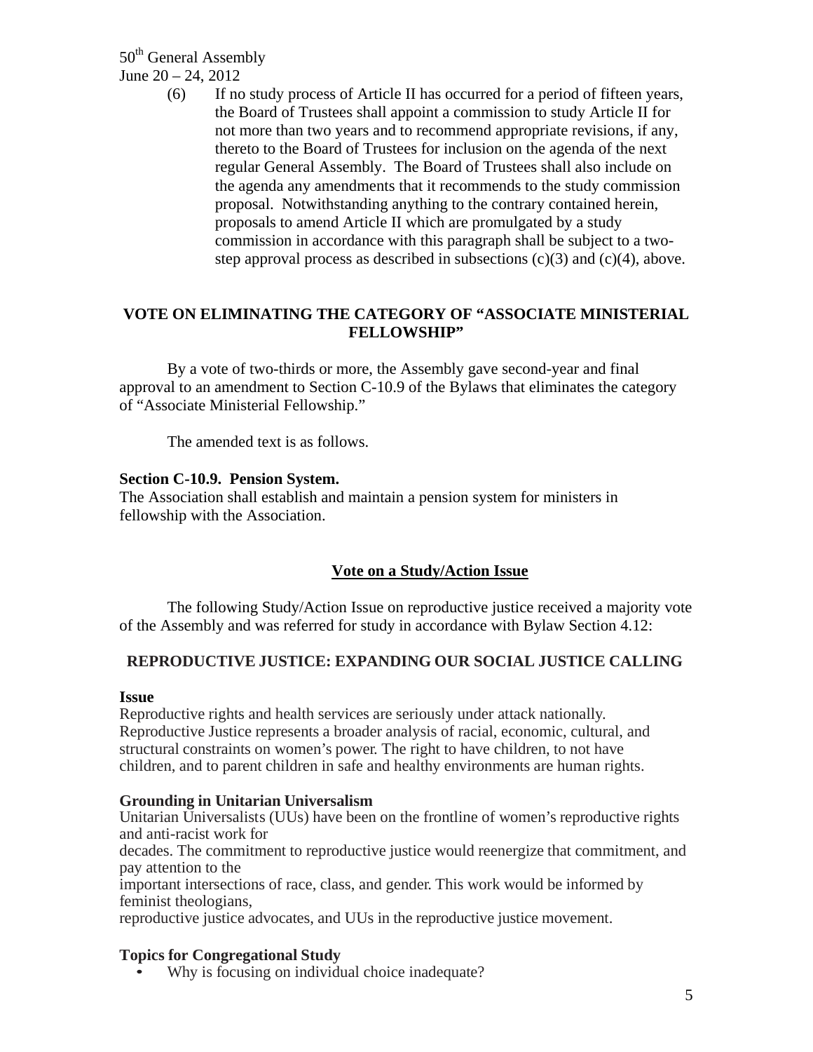(6) If no study process of Article II has occurred for a period of fifteen years, the Board of Trustees shall appoint a commission to study Article II for not more than two years and to recommend appropriate revisions, if any, thereto to the Board of Trustees for inclusion on the agenda of the next regular General Assembly. The Board of Trustees shall also include on the agenda any amendments that it recommends to the study commission proposal. Notwithstanding anything to the contrary contained herein, proposals to amend Article II which are promulgated by a study commission in accordance with this paragraph shall be subject to a two-step approval process as described in subsections (c)(3) and (c)(4), above.

## VOTE ON ELIMINATING THE CATEGORY OF "ASSOCIATE MINISTERIAL FELLOWSHIP"

By a vote of two-thirds or more, the Assembly gave second-year and final approval to an amendment to Section C-10.9 of the Bylaws that eliminates the category of "Associate Ministerial Fellowship."

The amended text is as follows.

**Section C-10.9. Pension System.**
The Association shall establish and maintain a pension system for ministers in fellowship with the Association.

## Vote on a Study/Action Issue

The following Study/Action Issue on reproductive justice received a majority vote of the Assembly and was referred for study in accordance with Bylaw Section 4.12:

### REPRODUCTIVE JUSTICE: EXPANDING OUR SOCIAL JUSTICE CALLING

**Issue**
Reproductive rights and health services are seriously under attack nationally. Reproductive Justice represents a broader analysis of racial, economic, cultural, and structural constraints on women's power. The right to have children, to not have children, and to parent children in safe and healthy environments are human rights.

**Grounding in Unitarian Universalism**
Unitarian Universalists (UUs) have been on the frontline of women's reproductive rights and anti-racist work for decades. The commitment to reproductive justice would reenergize that commitment, and pay attention to the important intersections of race, class, and gender. This work would be informed by feminist theologians, reproductive justice advocates, and UUs in the reproductive justice movement.

**Topics for Congregational Study**

- Why is focusing on individual choice inadequate?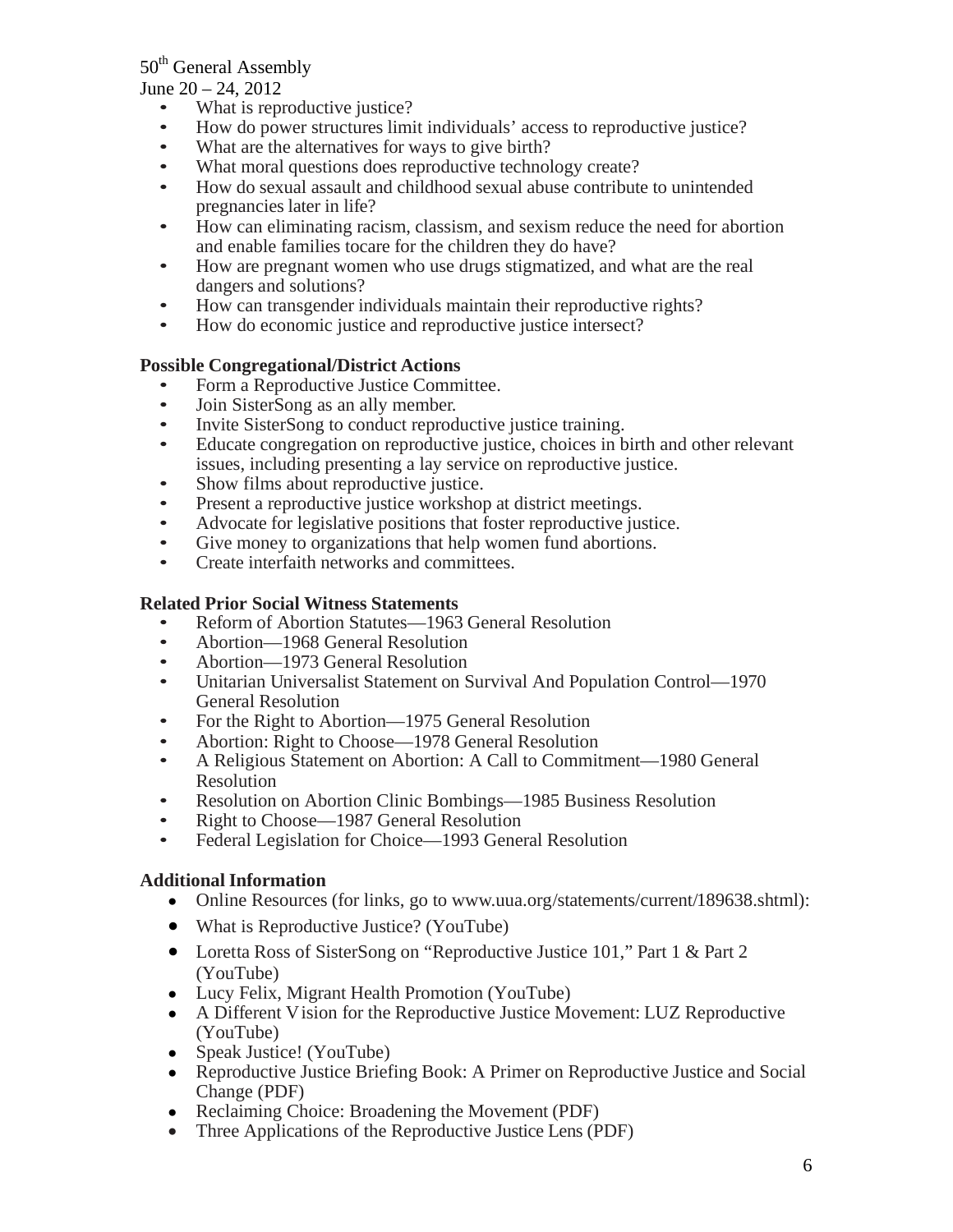- What is reproductive justice?
- How do power structures limit individuals' access to reproductive justice?
- What are the alternatives for ways to give birth?
- What moral questions does reproductive technology create?
- How do sexual assault and childhood sexual abuse contribute to unintended pregnancies later in life?
- How can eliminating racism, classism, and sexism reduce the need for abortion and enable families tocare for the children they do have?
- How are pregnant women who use drugs stigmatized, and what are the real dangers and solutions?
- How can transgender individuals maintain their reproductive rights?
- How do economic justice and reproductive justice intersect?

**Possible Congregational/District Actions**

- Form a Reproductive Justice Committee.
- Join SisterSong as an ally member.
- Invite SisterSong to conduct reproductive justice training.
- Educate congregation on reproductive justice, choices in birth and other relevant issues, including presenting a lay service on reproductive justice.
- Show films about reproductive justice.
- Present a reproductive justice workshop at district meetings.
- Advocate for legislative positions that foster reproductive justice.
- Give money to organizations that help women fund abortions.
- Create interfaith networks and committees.

**Related Prior Social Witness Statements**

- Reform of Abortion Statutes—1963 General Resolution
- Abortion—1968 General Resolution
- Abortion—1973 General Resolution
- Unitarian Universalist Statement on Survival And Population Control—1970 General Resolution
- For the Right to Abortion—1975 General Resolution
- Abortion: Right to Choose—1978 General Resolution
- A Religious Statement on Abortion: A Call to Commitment—1980 General Resolution
- Resolution on Abortion Clinic Bombings—1985 Business Resolution
- Right to Choose—1987 General Resolution
- Federal Legislation for Choice—1993 General Resolution

**Additional Information**

- Online Resources (for links, go to www.uua.org/statements/current/189638.shtml):
- What is Reproductive Justice? (YouTube)
- Loretta Ross of SisterSong on "Reproductive Justice 101," Part 1 & Part 2 (YouTube)
- Lucy Felix, Migrant Health Promotion (YouTube)
- A Different Vision for the Reproductive Justice Movement: LUZ Reproductive (YouTube)
- Speak Justice! (YouTube)
- Reproductive Justice Briefing Book: A Primer on Reproductive Justice and Social Change (PDF)
- Reclaiming Choice: Broadening the Movement (PDF)
- Three Applications of the Reproductive Justice Lens (PDF)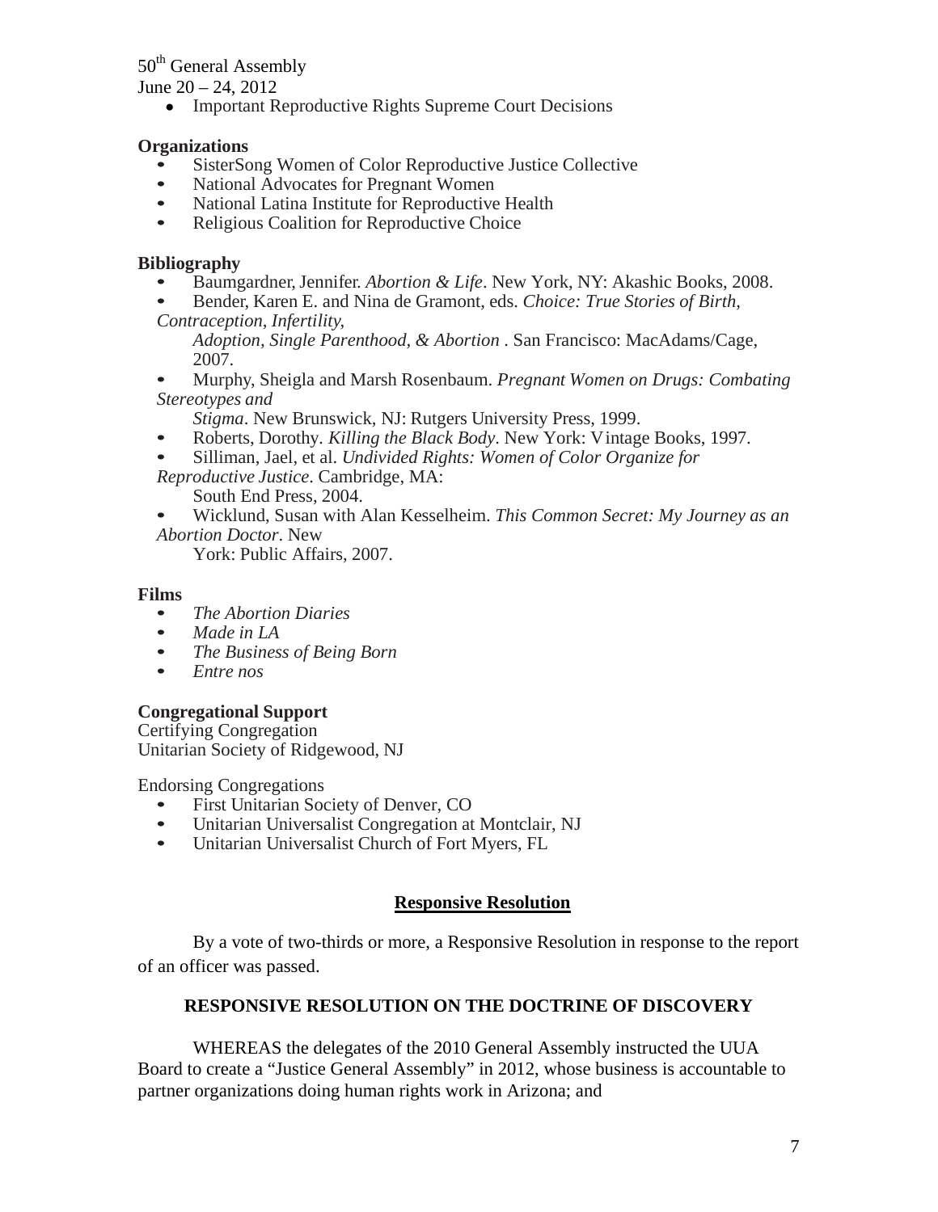- Important Reproductive Rights Supreme Court Decisions

**Organizations**

- SisterSong Women of Color Reproductive Justice Collective
- National Advocates for Pregnant Women
- National Latina Institute for Reproductive Health
- Religious Coalition for Reproductive Choice

**Bibliography**

- Baumgardner, Jennifer. *Abortion & Life*. New York, NY: Akashic Books, 2008.
- Bender, Karen E. and Nina de Gramont, eds. *Choice: True Stories of Birth, Contraception, Infertility, Adoption, Single Parenthood, & Abortion* . San Francisco: MacAdams/Cage, 2007.
- Murphy, Sheigla and Marsh Rosenbaum. *Pregnant Women on Drugs: Combating Stereotypes and Stigma*. New Brunswick, NJ: Rutgers University Press, 1999.
- Roberts, Dorothy. *Killing the Black Body*. New York: Vintage Books, 1997.
- Silliman, Jael, et al. *Undivided Rights: Women of Color Organize for Reproductive Justice*. Cambridge, MA: South End Press, 2004.
- Wicklund, Susan with Alan Kesselheim. *This Common Secret: My Journey as an Abortion Doctor*. New York: Public Affairs, 2007.

**Films**

- *The Abortion Diaries*
- *Made in LA*
- *The Business of Being Born*
- *Entre nos*

**Congregational Support**

Certifying Congregation
Unitarian Society of Ridgewood, NJ

Endorsing Congregations

- First Unitarian Society of Denver, CO
- Unitarian Universalist Congregation at Montclair, NJ
- Unitarian Universalist Church of Fort Myers, FL

## Responsive Resolution

By a vote of two-thirds or more, a Responsive Resolution in response to the report of an officer was passed.

### RESPONSIVE RESOLUTION ON THE DOCTRINE OF DISCOVERY

WHEREAS the delegates of the 2010 General Assembly instructed the UUA Board to create a "Justice General Assembly" in 2012, whose business is accountable to partner organizations doing human rights work in Arizona; and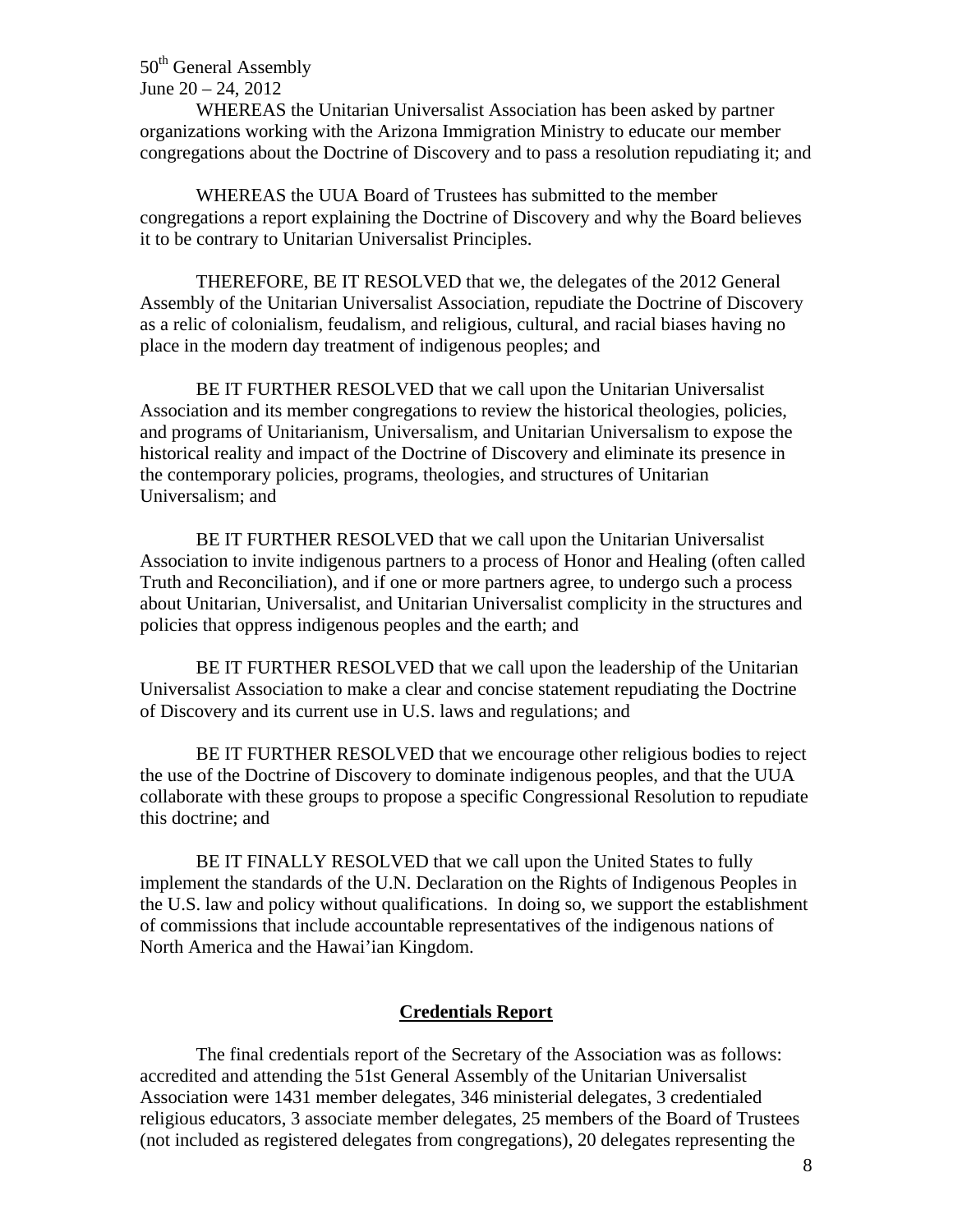WHEREAS the Unitarian Universalist Association has been asked by partner organizations working with the Arizona Immigration Ministry to educate our member congregations about the Doctrine of Discovery and to pass a resolution repudiating it; and

WHEREAS the UUA Board of Trustees has submitted to the member congregations a report explaining the Doctrine of Discovery and why the Board believes it to be contrary to Unitarian Universalist Principles.

THEREFORE, BE IT RESOLVED that we, the delegates of the 2012 General Assembly of the Unitarian Universalist Association, repudiate the Doctrine of Discovery as a relic of colonialism, feudalism, and religious, cultural, and racial biases having no place in the modern day treatment of indigenous peoples; and

BE IT FURTHER RESOLVED that we call upon the Unitarian Universalist Association and its member congregations to review the historical theologies, policies, and programs of Unitarianism, Universalism, and Unitarian Universalism to expose the historical reality and impact of the Doctrine of Discovery and eliminate its presence in the contemporary policies, programs, theologies, and structures of Unitarian Universalism; and

BE IT FURTHER RESOLVED that we call upon the Unitarian Universalist Association to invite indigenous partners to a process of Honor and Healing (often called Truth and Reconciliation), and if one or more partners agree, to undergo such a process about Unitarian, Universalist, and Unitarian Universalist complicity in the structures and policies that oppress indigenous peoples and the earth; and

BE IT FURTHER RESOLVED that we call upon the leadership of the Unitarian Universalist Association to make a clear and concise statement repudiating the Doctrine of Discovery and its current use in U.S. laws and regulations; and

BE IT FURTHER RESOLVED that we encourage other religious bodies to reject the use of the Doctrine of Discovery to dominate indigenous peoples, and that the UUA collaborate with these groups to propose a specific Congressional Resolution to repudiate this doctrine; and

BE IT FINALLY RESOLVED that we call upon the United States to fully implement the standards of the U.N. Declaration on the Rights of Indigenous Peoples in the U.S. law and policy without qualifications. In doing so, we support the establishment of commissions that include accountable representatives of the indigenous nations of North America and the Hawai'ian Kingdom.

## Credentials Report

The final credentials report of the Secretary of the Association was as follows: accredited and attending the 51st General Assembly of the Unitarian Universalist Association were 1431 member delegates, 346 ministerial delegates, 3 credentialed religious educators, 3 associate member delegates, 25 members of the Board of Trustees (not included as registered delegates from congregations), 20 delegates representing the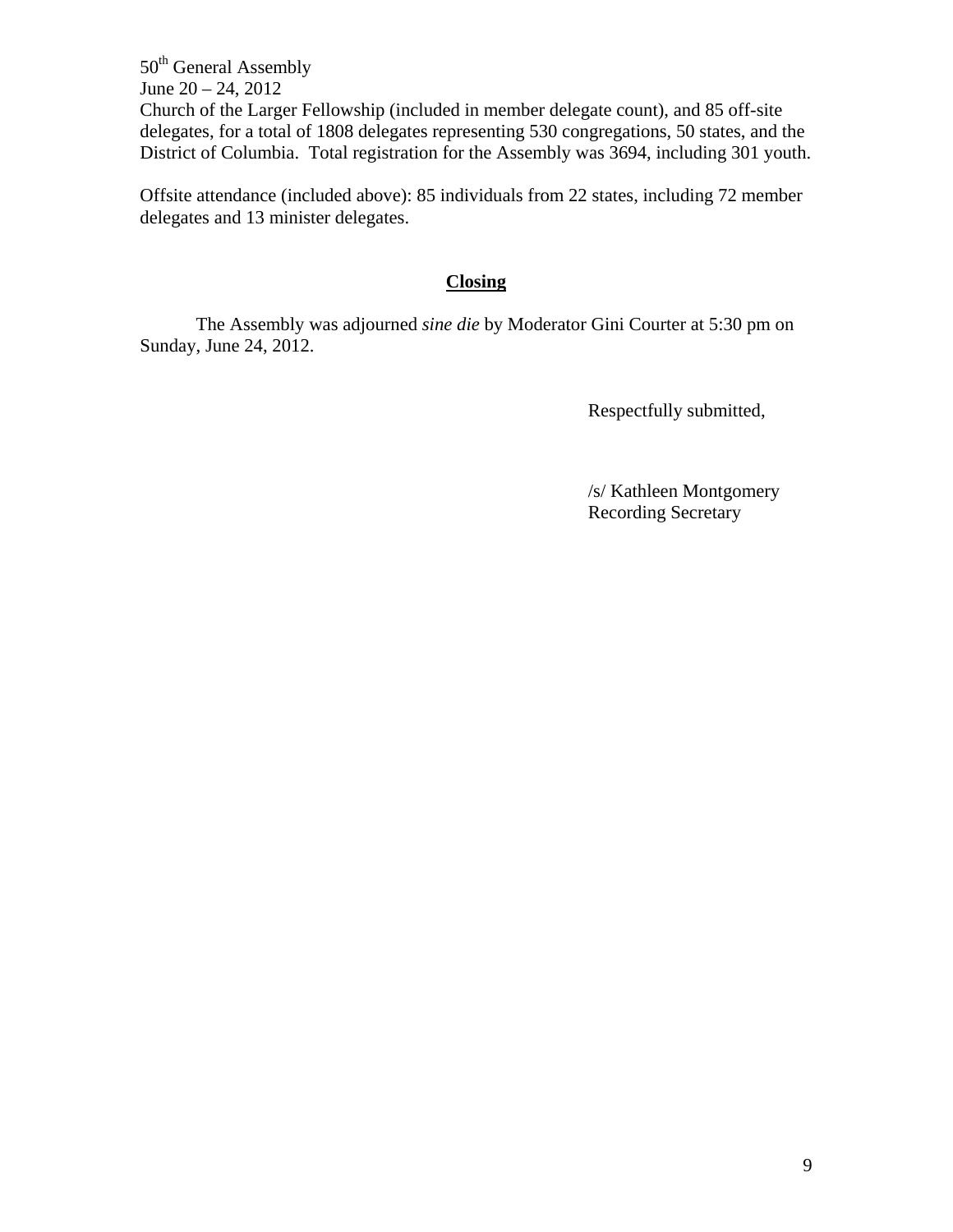Church of the Larger Fellowship (included in member delegate count), and 85 off-site delegates, for a total of 1808 delegates representing 530 congregations, 50 states, and the District of Columbia. Total registration for the Assembly was 3694, including 301 youth.

Offsite attendance (included above): 85 individuals from 22 states, including 72 member delegates and 13 minister delegates.

## Closing

The Assembly was adjourned *sine die* by Moderator Gini Courter at 5:30 pm on Sunday, June 24, 2012.

Respectfully submitted,

/s/ Kathleen Montgomery
Recording Secretary